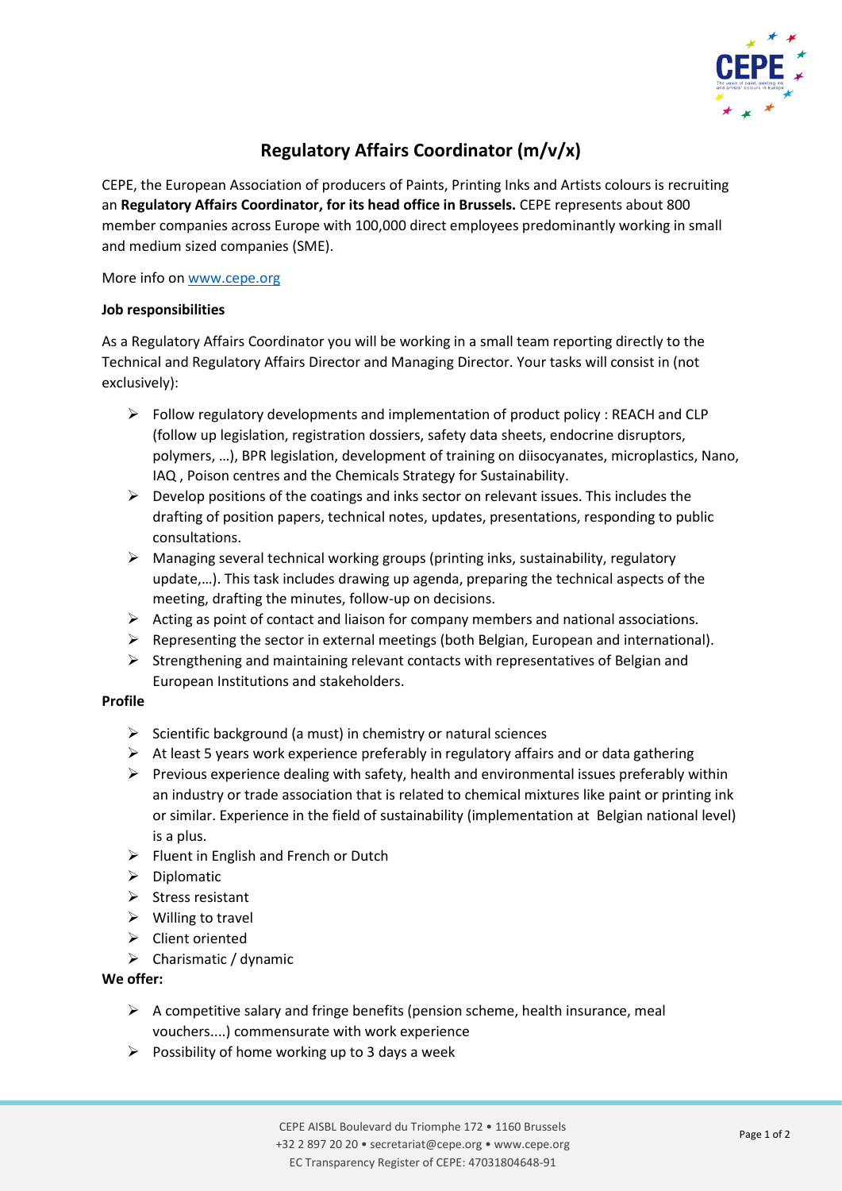# Regulatory Affairs Coordinator (m/v/x)

CEPE, the European Association of producers of Paints, Printing Inks and Artists colours is recruiting an **Regulatory Affairs Coordinator, for its head office in Brussels.** CEPE represents about 800 member companies across Europe with 100,000 direct employees predominantly working in small and medium sized companies (SME).

More info on [www.cepe.org](www.cepe.org)

**Job responsibilities**

As a Regulatory Affairs Coordinator you will be working in a small team reporting directly to the Technical and Regulatory Affairs Director and Managing Director. Your tasks will consist in (not exclusively):

- Follow regulatory developments and implementation of product policy : REACH and CLP (follow up legislation, registration dossiers, safety data sheets, endocrine disruptors, polymers, …), BPR legislation, development of training on diisocyanates, microplastics, Nano, IAQ , Poison centres and the Chemicals Strategy for Sustainability.
- Develop positions of the coatings and inks sector on relevant issues. This includes the drafting of position papers, technical notes, updates, presentations, responding to public consultations.
- Managing several technical working groups (printing inks, sustainability, regulatory update,…). This task includes drawing up agenda, preparing the technical aspects of the meeting, drafting the minutes, follow-up on decisions.
- Acting as point of contact and liaison for company members and national associations.
- Representing the sector in external meetings (both Belgian, European and international).
- Strengthening and maintaining relevant contacts with representatives of Belgian and European Institutions and stakeholders.

**Profile**

- Scientific background (a must) in chemistry or natural sciences
- At least 5 years work experience preferably in regulatory affairs and or data gathering
- Previous experience dealing with safety, health and environmental issues preferably within an industry or trade association that is related to chemical mixtures like paint or printing ink or similar. Experience in the field of sustainability (implementation at Belgian national level) is a plus.
- Fluent in English and French or Dutch
- Diplomatic
- Stress resistant
- Willing to travel
- Client oriented
- Charismatic / dynamic

**We offer:**

- A competitive salary and fringe benefits (pension scheme, health insurance, meal vouchers....) commensurate with work experience
- Possibility of home working up to 3 days a week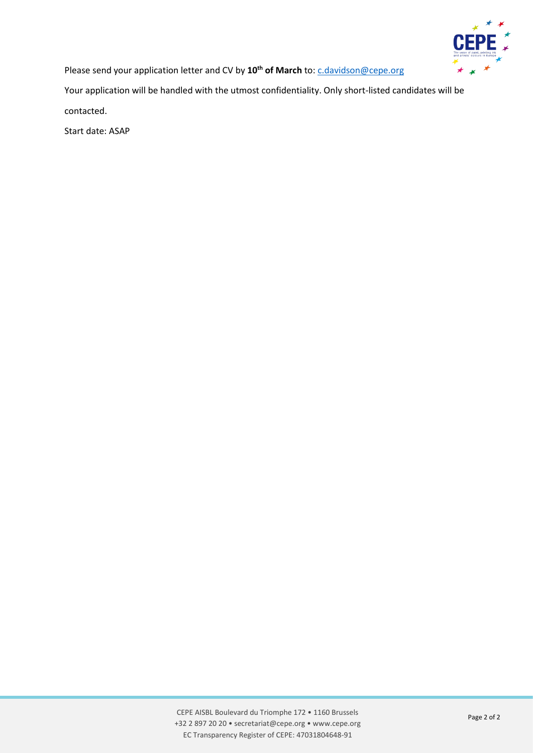Please send your application letter and CV by **10th of March** to: c.davidson@cepe.org

Your application will be handled with the utmost confidentiality. Only short-listed candidates will be contacted.

Start date: ASAP